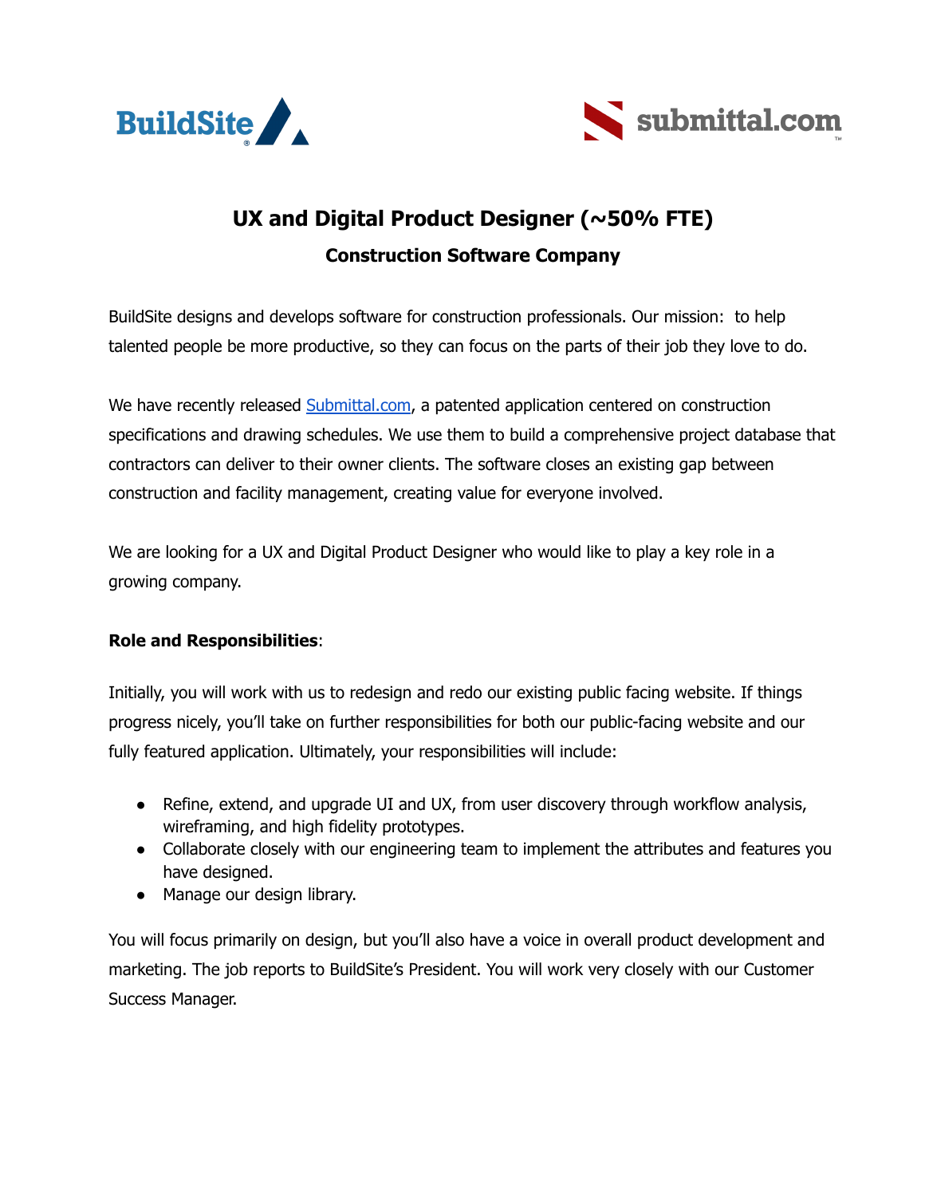BuildSite submittal.com

# UX and Digital Product Designer (~50% FTE)

## Construction Software Company

BuildSite designs and develops software for construction professionals. Our mission: to help talented people be more productive, so they can focus on the parts of their job they love to do.

We have recently released [Submittal.com](Submittal.com), a patented application centered on construction specifications and drawing schedules. We use them to build a comprehensive project database that contractors can deliver to their owner clients. The software closes an existing gap between construction and facility management, creating value for everyone involved.

We are looking for a UX and Digital Product Designer who would like to play a key role in a growing company.

**Role and Responsibilities**:

Initially, you will work with us to redesign and redo our existing public facing website. If things progress nicely, you'll take on further responsibilities for both our public-facing website and our fully featured application. Ultimately, your responsibilities will include:

- Refine, extend, and upgrade UI and UX, from user discovery through workflow analysis, wireframing, and high fidelity prototypes.
- Collaborate closely with our engineering team to implement the attributes and features you have designed.
- Manage our design library.

You will focus primarily on design, but you'll also have a voice in overall product development and marketing. The job reports to BuildSite's President. You will work very closely with our Customer Success Manager.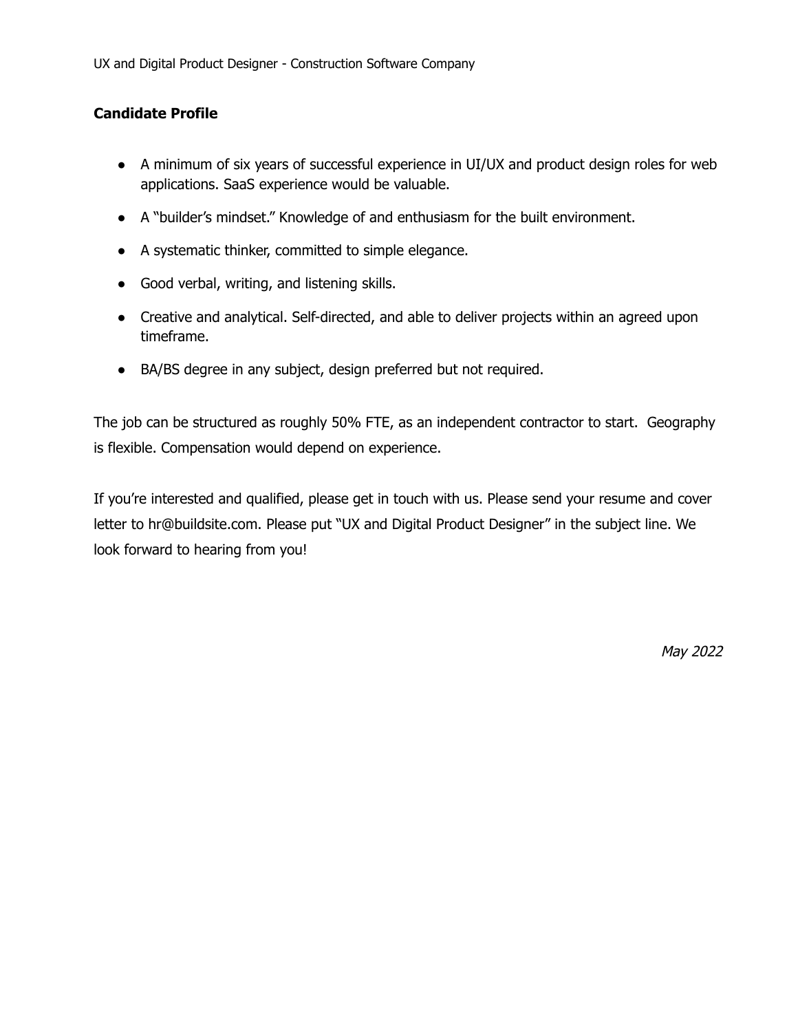**Candidate Profile**

- A minimum of six years of successful experience in UI/UX and product design roles for web applications. SaaS experience would be valuable.
- A "builder's mindset." Knowledge of and enthusiasm for the built environment.
- A systematic thinker, committed to simple elegance.
- Good verbal, writing, and listening skills.
- Creative and analytical. Self-directed, and able to deliver projects within an agreed upon timeframe.
- BA/BS degree in any subject, design preferred but not required.

The job can be structured as roughly 50% FTE, as an independent contractor to start. Geography is flexible. Compensation would depend on experience.

If you're interested and qualified, please get in touch with us. Please send your resume and cover letter to hr@buildsite.com. Please put "UX and Digital Product Designer" in the subject line. We look forward to hearing from you!

*May 2022*